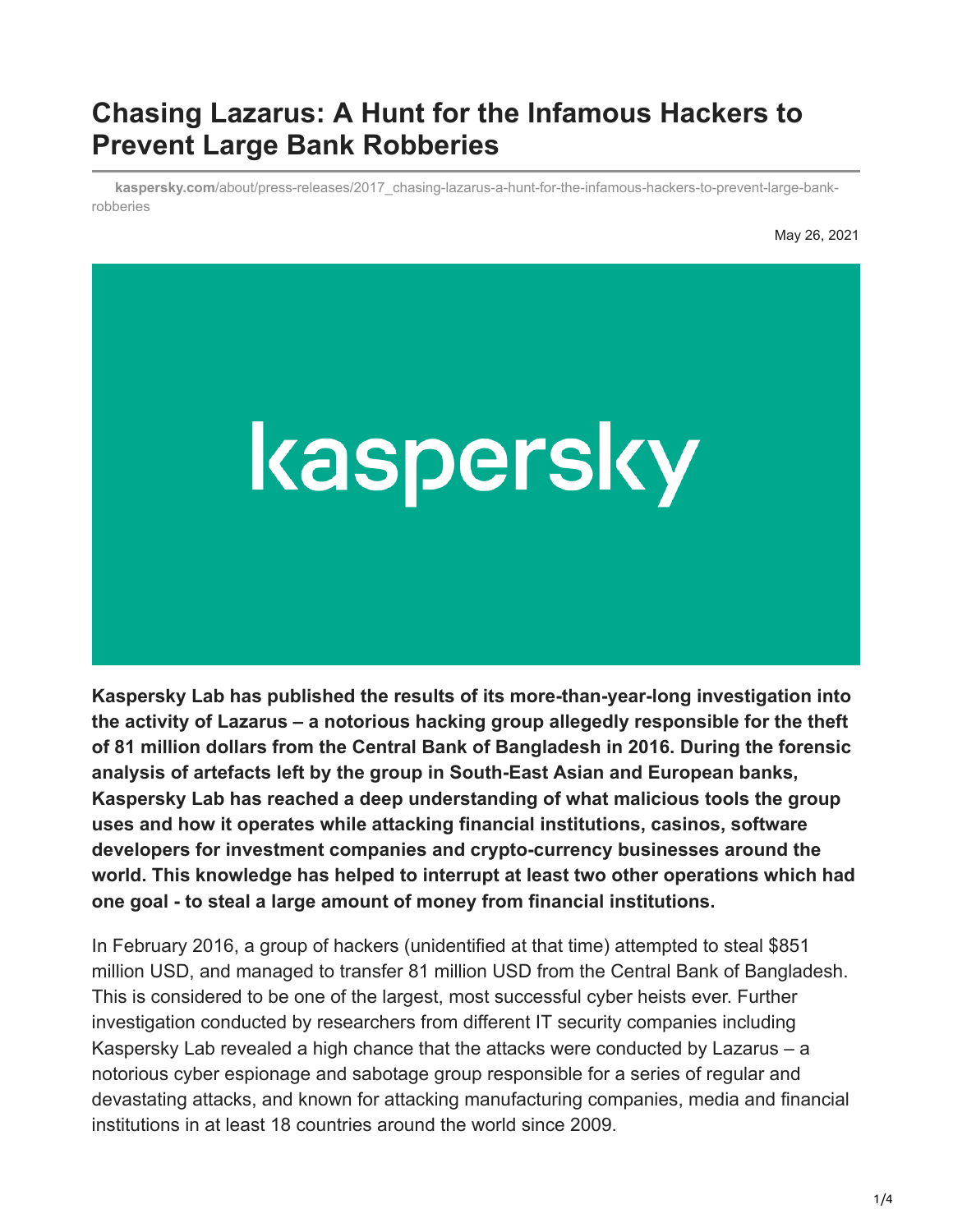# Chasing Lazarus: A Hunt for the Infamous Hackers to Prevent Large Bank Robberies

**kaspersky.com**/about/press-releases/2017_chasing-lazarus-a-hunt-for-the-infamous-hackers-to-prevent-large-bank-robberies

May 26, 2021

**Kaspersky Lab has published the results of its more-than-year-long investigation into the activity of Lazarus – a notorious hacking group allegedly responsible for the theft of 81 million dollars from the Central Bank of Bangladesh in 2016. During the forensic analysis of artefacts left by the group in South-East Asian and European banks, Kaspersky Lab has reached a deep understanding of what malicious tools the group uses and how it operates while attacking financial institutions, casinos, software developers for investment companies and crypto-currency businesses around the world. This knowledge has helped to interrupt at least two other operations which had one goal - to steal a large amount of money from financial institutions.**

In February 2016, a group of hackers (unidentified at that time) attempted to steal $851 million USD, and managed to transfer 81 million USD from the Central Bank of Bangladesh. This is considered to be one of the largest, most successful cyber heists ever. Further investigation conducted by researchers from different IT security companies including Kaspersky Lab revealed a high chance that the attacks were conducted by Lazarus – a notorious cyber espionage and sabotage group responsible for a series of regular and devastating attacks, and known for attacking manufacturing companies, media and financial institutions in at least 18 countries around the world since 2009.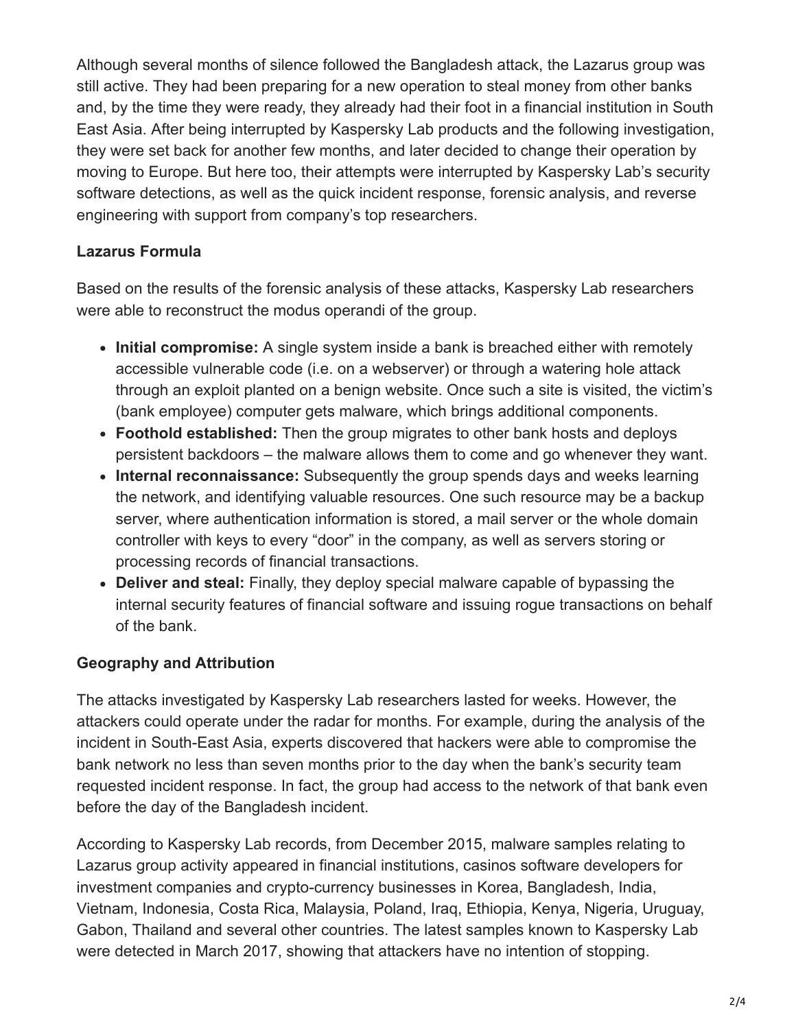Although several months of silence followed the Bangladesh attack, the Lazarus group was still active. They had been preparing for a new operation to steal money from other banks and, by the time they were ready, they already had their foot in a financial institution in South East Asia. After being interrupted by Kaspersky Lab products and the following investigation, they were set back for another few months, and later decided to change their operation by moving to Europe. But here too, their attempts were interrupted by Kaspersky Lab's security software detections, as well as the quick incident response, forensic analysis, and reverse engineering with support from company's top researchers.

**Lazarus Formula**

Based on the results of the forensic analysis of these attacks, Kaspersky Lab researchers were able to reconstruct the modus operandi of the group.

- **Initial compromise:** A single system inside a bank is breached either with remotely accessible vulnerable code (i.e. on a webserver) or through a watering hole attack through an exploit planted on a benign website. Once such a site is visited, the victim's (bank employee) computer gets malware, which brings additional components.
- **Foothold established:** Then the group migrates to other bank hosts and deploys persistent backdoors – the malware allows them to come and go whenever they want.
- **Internal reconnaissance:** Subsequently the group spends days and weeks learning the network, and identifying valuable resources. One such resource may be a backup server, where authentication information is stored, a mail server or the whole domain controller with keys to every "door" in the company, as well as servers storing or processing records of financial transactions.
- **Deliver and steal:** Finally, they deploy special malware capable of bypassing the internal security features of financial software and issuing rogue transactions on behalf of the bank.

**Geography and Attribution**

The attacks investigated by Kaspersky Lab researchers lasted for weeks. However, the attackers could operate under the radar for months. For example, during the analysis of the incident in South-East Asia, experts discovered that hackers were able to compromise the bank network no less than seven months prior to the day when the bank's security team requested incident response. In fact, the group had access to the network of that bank even before the day of the Bangladesh incident.

According to Kaspersky Lab records, from December 2015, malware samples relating to Lazarus group activity appeared in financial institutions, casinos software developers for investment companies and crypto-currency businesses in Korea, Bangladesh, India, Vietnam, Indonesia, Costa Rica, Malaysia, Poland, Iraq, Ethiopia, Kenya, Nigeria, Uruguay, Gabon, Thailand and several other countries. The latest samples known to Kaspersky Lab were detected in March 2017, showing that attackers have no intention of stopping.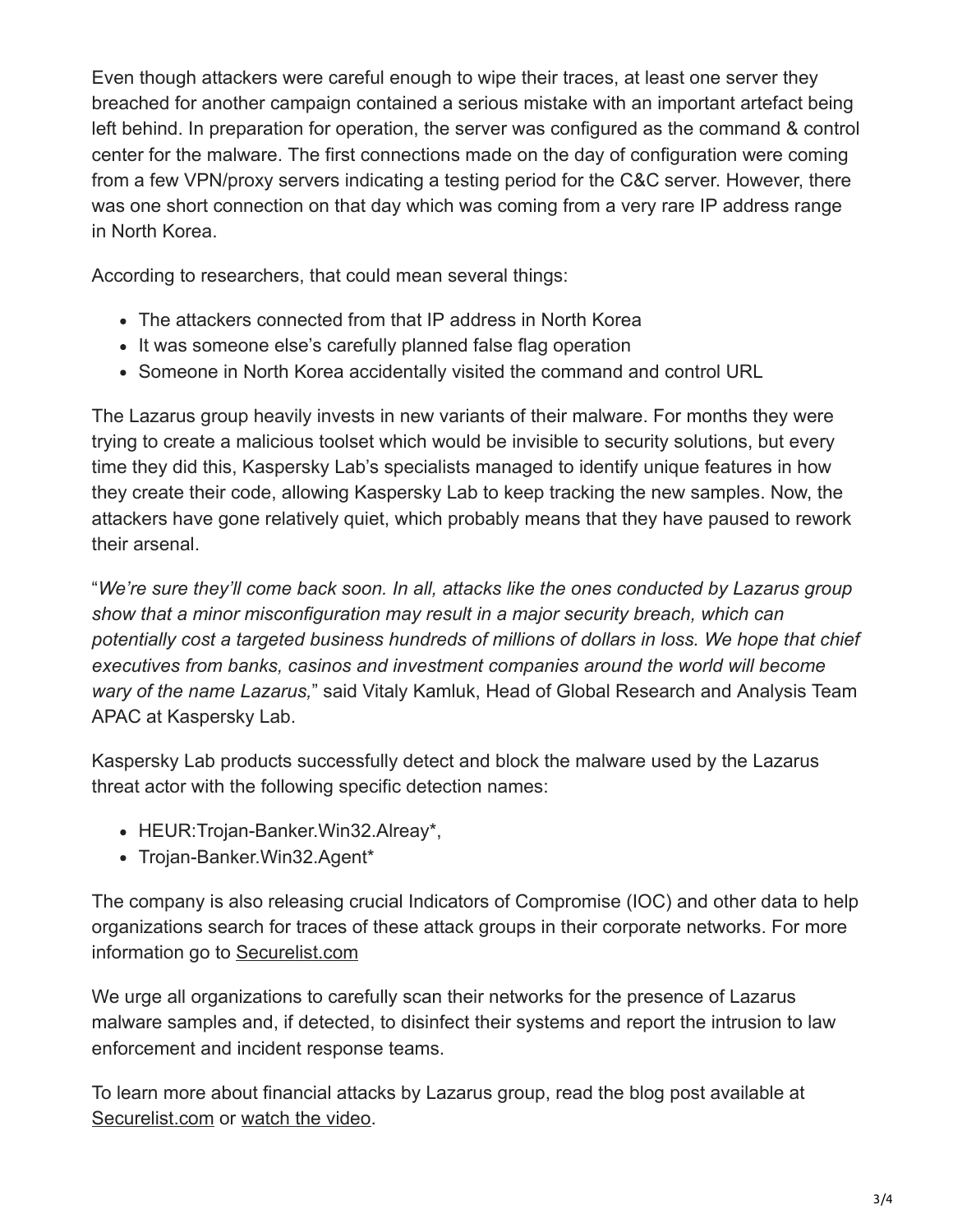Even though attackers were careful enough to wipe their traces, at least one server they breached for another campaign contained a serious mistake with an important artefact being left behind. In preparation for operation, the server was configured as the command & control center for the malware. The first connections made on the day of configuration were coming from a few VPN/proxy servers indicating a testing period for the C&C server. However, there was one short connection on that day which was coming from a very rare IP address range in North Korea.

According to researchers, that could mean several things:

- The attackers connected from that IP address in North Korea
- It was someone else's carefully planned false flag operation
- Someone in North Korea accidentally visited the command and control URL

The Lazarus group heavily invests in new variants of their malware. For months they were trying to create a malicious toolset which would be invisible to security solutions, but every time they did this, Kaspersky Lab's specialists managed to identify unique features in how they create their code, allowing Kaspersky Lab to keep tracking the new samples. Now, the attackers have gone relatively quiet, which probably means that they have paused to rework their arsenal.

"*We're sure they'll come back soon. In all, attacks like the ones conducted by Lazarus group show that a minor misconfiguration may result in a major security breach, which can potentially cost a targeted business hundreds of millions of dollars in loss. We hope that chief executives from banks, casinos and investment companies around the world will become wary of the name Lazarus,*" said Vitaly Kamluk, Head of Global Research and Analysis Team APAC at Kaspersky Lab.

Kaspersky Lab products successfully detect and block the malware used by the Lazarus threat actor with the following specific detection names:

- HEUR:Trojan-Banker.Win32.Alreay*,
- Trojan-Banker.Win32.Agent*

The company is also releasing crucial Indicators of Compromise (IOC) and other data to help organizations search for traces of these attack groups in their corporate networks. For more information go to Securelist.com

We urge all organizations to carefully scan their networks for the presence of Lazarus malware samples and, if detected, to disinfect their systems and report the intrusion to law enforcement and incident response teams.

To learn more about financial attacks by Lazarus group, read the blog post available at Securelist.com or watch the video.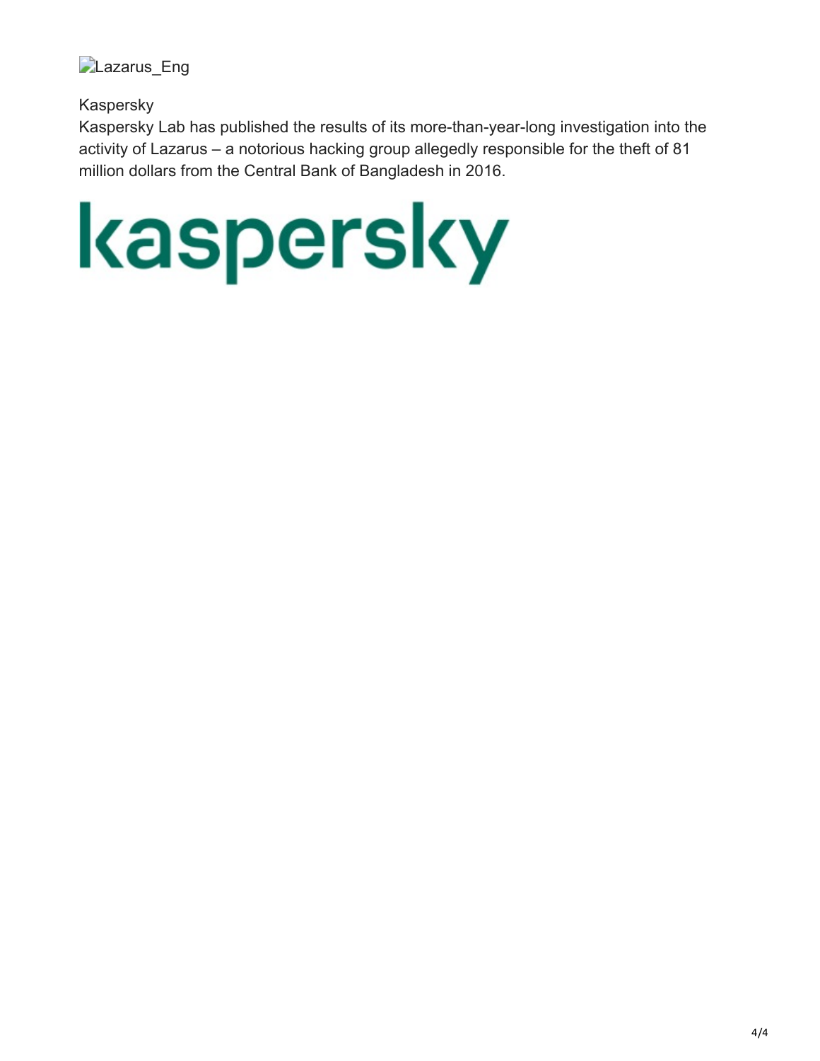Lazarus_Eng

Kaspersky

Kaspersky Lab has published the results of its more-than-year-long investigation into the activity of Lazarus – a notorious hacking group allegedly responsible for the theft of 81 million dollars from the Central Bank of Bangladesh in 2016.

kaspersky